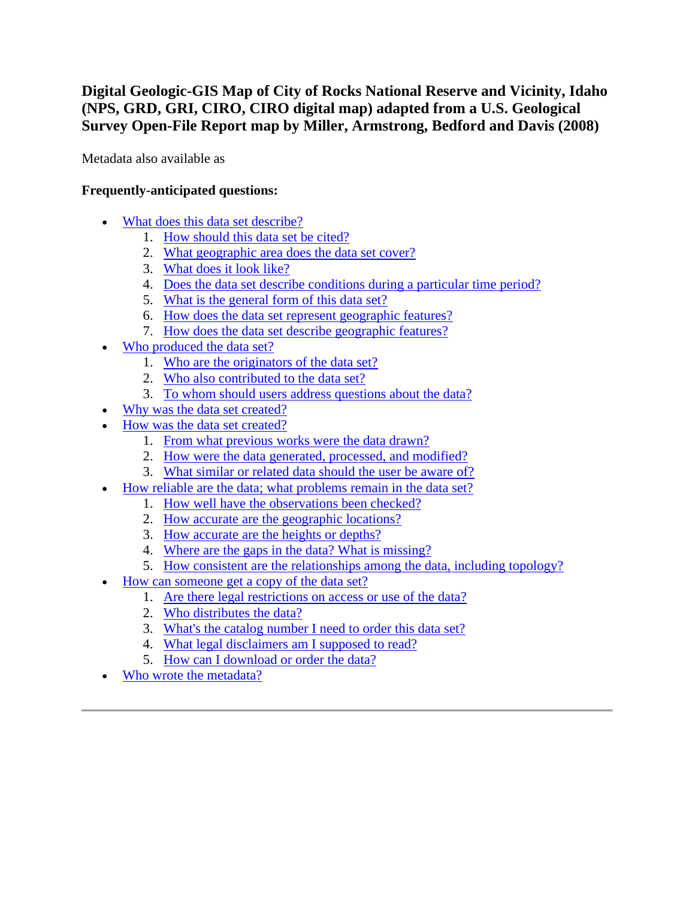# Digital Geologic-GIS Map of City of Rocks National Reserve and Vicinity, Idaho (NPS, GRD, GRI, CIRO, CIRO digital map) adapted from a U.S. Geological Survey Open-File Report map by Miller, Armstrong, Bedford and Davis (2008)

Metadata also available as

**Frequently-anticipated questions:**

- What does this data set describe?
  1. How should this data set be cited?
  2. What geographic area does the data set cover?
  3. What does it look like?
  4. Does the data set describe conditions during a particular time period?
  5. What is the general form of this data set?
  6. How does the data set represent geographic features?
  7. How does the data set describe geographic features?
- Who produced the data set?
  1. Who are the originators of the data set?
  2. Who also contributed to the data set?
  3. To whom should users address questions about the data?
- Why was the data set created?
- How was the data set created?
  1. From what previous works were the data drawn?
  2. How were the data generated, processed, and modified?
  3. What similar or related data should the user be aware of?
- How reliable are the data; what problems remain in the data set?
  1. How well have the observations been checked?
  2. How accurate are the geographic locations?
  3. How accurate are the heights or depths?
  4. Where are the gaps in the data? What is missing?
  5. How consistent are the relationships among the data, including topology?
- How can someone get a copy of the data set?
  1. Are there legal restrictions on access or use of the data?
  2. Who distributes the data?
  3. What's the catalog number I need to order this data set?
  4. What legal disclaimers am I supposed to read?
  5. How can I download or order the data?
- Who wrote the metadata?

---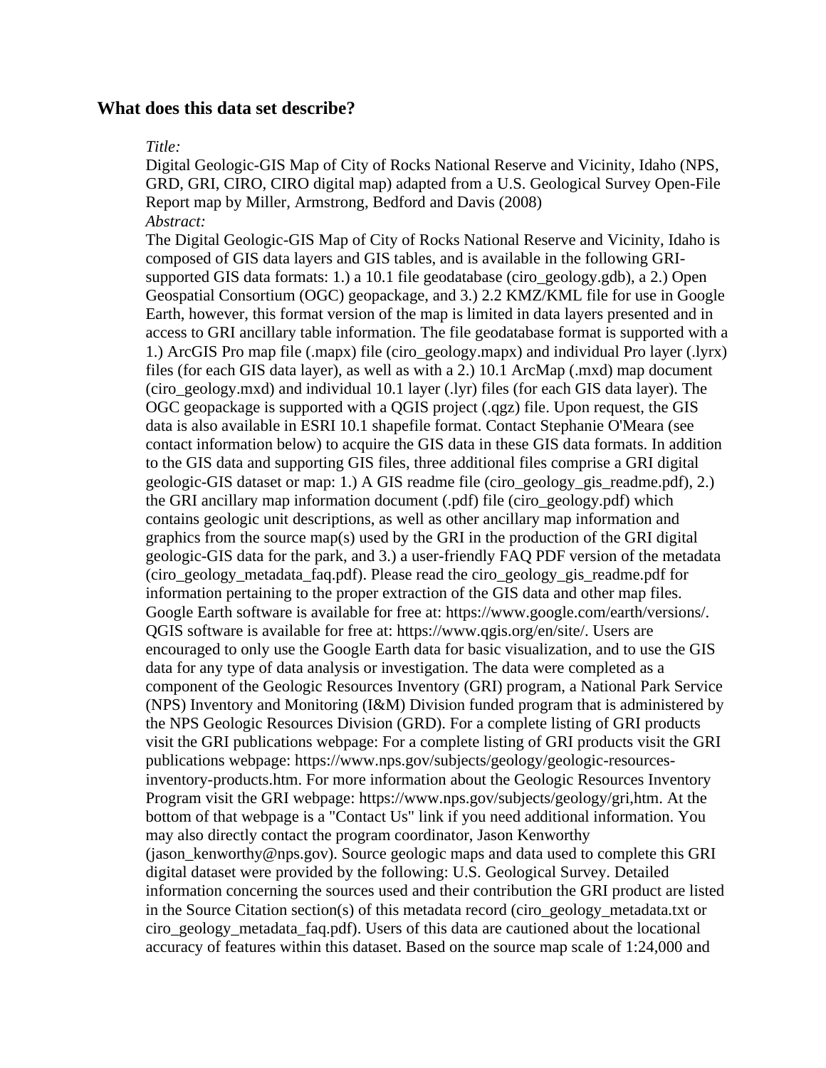## What does this data set describe?

*Title:*

Digital Geologic-GIS Map of City of Rocks National Reserve and Vicinity, Idaho (NPS, GRD, GRI, CIRO, CIRO digital map) adapted from a U.S. Geological Survey Open-File Report map by Miller, Armstrong, Bedford and Davis (2008)

*Abstract:*

The Digital Geologic-GIS Map of City of Rocks National Reserve and Vicinity, Idaho is composed of GIS data layers and GIS tables, and is available in the following GRI-supported GIS data formats: 1.) a 10.1 file geodatabase (ciro_geology.gdb), a 2.) Open Geospatial Consortium (OGC) geopackage, and 3.) 2.2 KMZ/KML file for use in Google Earth, however, this format version of the map is limited in data layers presented and in access to GRI ancillary table information. The file geodatabase format is supported with a 1.) ArcGIS Pro map file (.mapx) file (ciro_geology.mapx) and individual Pro layer (.lyrx) files (for each GIS data layer), as well as with a 2.) 10.1 ArcMap (.mxd) map document (ciro_geology.mxd) and individual 10.1 layer (.lyr) files (for each GIS data layer). The OGC geopackage is supported with a QGIS project (.qgz) file. Upon request, the GIS data is also available in ESRI 10.1 shapefile format. Contact Stephanie O'Meara (see contact information below) to acquire the GIS data in these GIS data formats. In addition to the GIS data and supporting GIS files, three additional files comprise a GRI digital geologic-GIS dataset or map: 1.) A GIS readme file (ciro_geology_gis_readme.pdf), 2.) the GRI ancillary map information document (.pdf) file (ciro_geology.pdf) which contains geologic unit descriptions, as well as other ancillary map information and graphics from the source map(s) used by the GRI in the production of the GRI digital geologic-GIS data for the park, and 3.) a user-friendly FAQ PDF version of the metadata (ciro_geology_metadata_faq.pdf). Please read the ciro_geology_gis_readme.pdf for information pertaining to the proper extraction of the GIS data and other map files. Google Earth software is available for free at: https://www.google.com/earth/versions/. QGIS software is available for free at: https://www.qgis.org/en/site/. Users are encouraged to only use the Google Earth data for basic visualization, and to use the GIS data for any type of data analysis or investigation. The data were completed as a component of the Geologic Resources Inventory (GRI) program, a National Park Service (NPS) Inventory and Monitoring (I&M) Division funded program that is administered by the NPS Geologic Resources Division (GRD). For a complete listing of GRI products visit the GRI publications webpage: For a complete listing of GRI products visit the GRI publications webpage: https://www.nps.gov/subjects/geology/geologic-resources-inventory-products.htm. For more information about the Geologic Resources Inventory Program visit the GRI webpage: https://www.nps.gov/subjects/geology/gri,htm. At the bottom of that webpage is a "Contact Us" link if you need additional information. You may also directly contact the program coordinator, Jason Kenworthy (jason_kenworthy@nps.gov). Source geologic maps and data used to complete this GRI digital dataset were provided by the following: U.S. Geological Survey. Detailed information concerning the sources used and their contribution the GRI product are listed in the Source Citation section(s) of this metadata record (ciro_geology_metadata.txt or ciro_geology_metadata_faq.pdf). Users of this data are cautioned about the locational accuracy of features within this dataset. Based on the source map scale of 1:24,000 and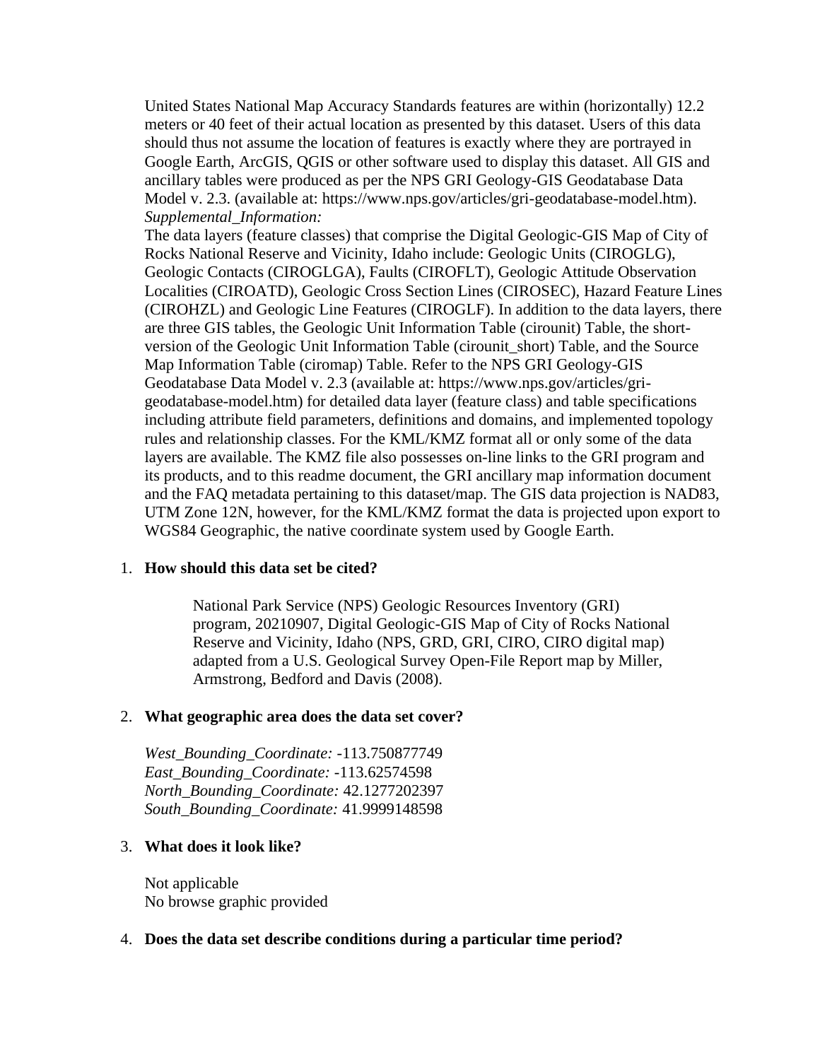United States National Map Accuracy Standards features are within (horizontally) 12.2 meters or 40 feet of their actual location as presented by this dataset. Users of this data should thus not assume the location of features is exactly where they are portrayed in Google Earth, ArcGIS, QGIS or other software used to display this dataset. All GIS and ancillary tables were produced as per the NPS GRI Geology-GIS Geodatabase Data Model v. 2.3. (available at: https://www.nps.gov/articles/gri-geodatabase-model.htm).

*Supplemental_Information:*

The data layers (feature classes) that comprise the Digital Geologic-GIS Map of City of Rocks National Reserve and Vicinity, Idaho include: Geologic Units (CIROGLG), Geologic Contacts (CIROGLGA), Faults (CIROFLT), Geologic Attitude Observation Localities (CIROATD), Geologic Cross Section Lines (CIROSEC), Hazard Feature Lines (CIROHZL) and Geologic Line Features (CIROGLF). In addition to the data layers, there are three GIS tables, the Geologic Unit Information Table (cirounit) Table, the short-version of the Geologic Unit Information Table (cirounit_short) Table, and the Source Map Information Table (ciromap) Table. Refer to the NPS GRI Geology-GIS Geodatabase Data Model v. 2.3 (available at: https://www.nps.gov/articles/gri-geodatabase-model.htm) for detailed data layer (feature class) and table specifications including attribute field parameters, definitions and domains, and implemented topology rules and relationship classes. For the KML/KMZ format all or only some of the data layers are available. The KMZ file also possesses on-line links to the GRI program and its products, and to this readme document, the GRI ancillary map information document and the FAQ metadata pertaining to this dataset/map. The GIS data projection is NAD83, UTM Zone 12N, however, for the KML/KMZ format the data is projected upon export to WGS84 Geographic, the native coordinate system used by Google Earth.

1. **How should this data set be cited?**

   National Park Service (NPS) Geologic Resources Inventory (GRI) program, 20210907, Digital Geologic-GIS Map of City of Rocks National Reserve and Vicinity, Idaho (NPS, GRD, GRI, CIRO, CIRO digital map) adapted from a U.S. Geological Survey Open-File Report map by Miller, Armstrong, Bedford and Davis (2008).

2. **What geographic area does the data set cover?**

   *West_Bounding_Coordinate:* -113.750877749
   *East_Bounding_Coordinate:* -113.62574598
   *North_Bounding_Coordinate:* 42.1277202397
   *South_Bounding_Coordinate:* 41.9999148598

3. **What does it look like?**

   Not applicable
   No browse graphic provided

4. **Does the data set describe conditions during a particular time period?**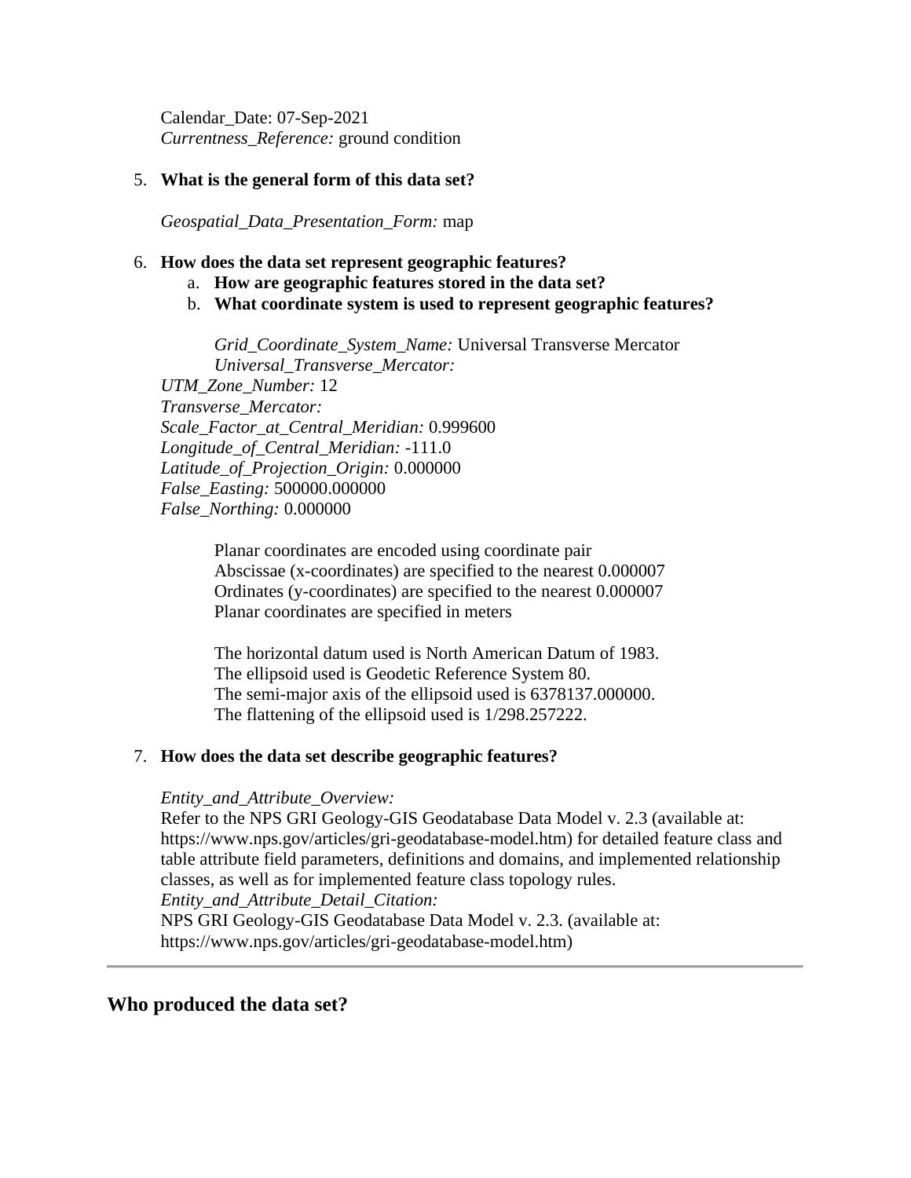Calendar_Date: 07-Sep-2021
*Currentness_Reference:* ground condition

5. **What is the general form of this data set?**

   *Geospatial_Data_Presentation_Form:* map

6. **How does the data set represent geographic features?**
   a. **How are geographic features stored in the data set?**
   b. **What coordinate system is used to represent geographic features?**

      *Grid_Coordinate_System_Name:* Universal Transverse Mercator
      *Universal_Transverse_Mercator:*
   *UTM_Zone_Number:* 12
   *Transverse_Mercator:*
   *Scale_Factor_at_Central_Meridian:* 0.999600
   *Longitude_of_Central_Meridian:* -111.0
   *Latitude_of_Projection_Origin:* 0.000000
   *False_Easting:* 500000.000000
   *False_Northing:* 0.000000

      Planar coordinates are encoded using coordinate pair
      Abscissae (x-coordinates) are specified to the nearest 0.000007
      Ordinates (y-coordinates) are specified to the nearest 0.000007
      Planar coordinates are specified in meters

      The horizontal datum used is North American Datum of 1983.
      The ellipsoid used is Geodetic Reference System 80.
      The semi-major axis of the ellipsoid used is 6378137.000000.
      The flattening of the ellipsoid used is 1/298.257222.

7. **How does the data set describe geographic features?**

   *Entity_and_Attribute_Overview:*
   Refer to the NPS GRI Geology-GIS Geodatabase Data Model v. 2.3 (available at: https://www.nps.gov/articles/gri-geodatabase-model.htm) for detailed feature class and table attribute field parameters, definitions and domains, and implemented relationship classes, as well as for implemented feature class topology rules.
   *Entity_and_Attribute_Detail_Citation:*
   NPS GRI Geology-GIS Geodatabase Data Model v. 2.3. (available at: https://www.nps.gov/articles/gri-geodatabase-model.htm)

---

## Who produced the data set?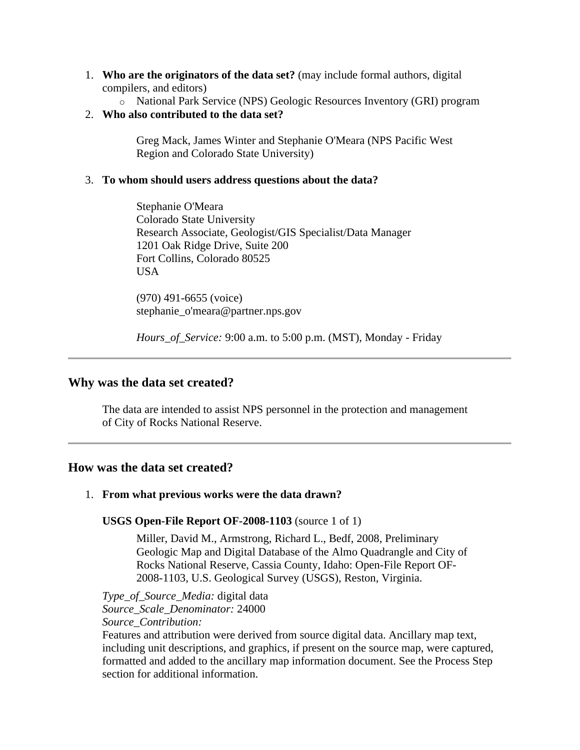1. **Who are the originators of the data set?** (may include formal authors, digital compilers, and editors)
   - National Park Service (NPS) Geologic Resources Inventory (GRI) program
2. **Who also contributed to the data set?**

   Greg Mack, James Winter and Stephanie O'Meara (NPS Pacific West Region and Colorado State University)

3. **To whom should users address questions about the data?**

   Stephanie O'Meara
   Colorado State University
   Research Associate, Geologist/GIS Specialist/Data Manager
   1201 Oak Ridge Drive, Suite 200
   Fort Collins, Colorado 80525
   USA

   (970) 491-6655 (voice)
   stephanie_o'meara@partner.nps.gov

   *Hours_of_Service:* 9:00 a.m. to 5:00 p.m. (MST), Monday - Friday

---

## Why was the data set created?

The data are intended to assist NPS personnel in the protection and management of City of Rocks National Reserve.

---

## How was the data set created?

1. **From what previous works were the data drawn?**

   **USGS Open-File Report OF-2008-1103** (source 1 of 1)

   Miller, David M., Armstrong, Richard L., Bedf, 2008, Preliminary Geologic Map and Digital Database of the Almo Quadrangle and City of Rocks National Reserve, Cassia County, Idaho: Open-File Report OF-2008-1103, U.S. Geological Survey (USGS), Reston, Virginia.

   *Type_of_Source_Media:* digital data
   *Source_Scale_Denominator:* 24000
   *Source_Contribution:*
   Features and attribution were derived from source digital data. Ancillary map text, including unit descriptions, and graphics, if present on the source map, were captured, formatted and added to the ancillary map information document. See the Process Step section for additional information.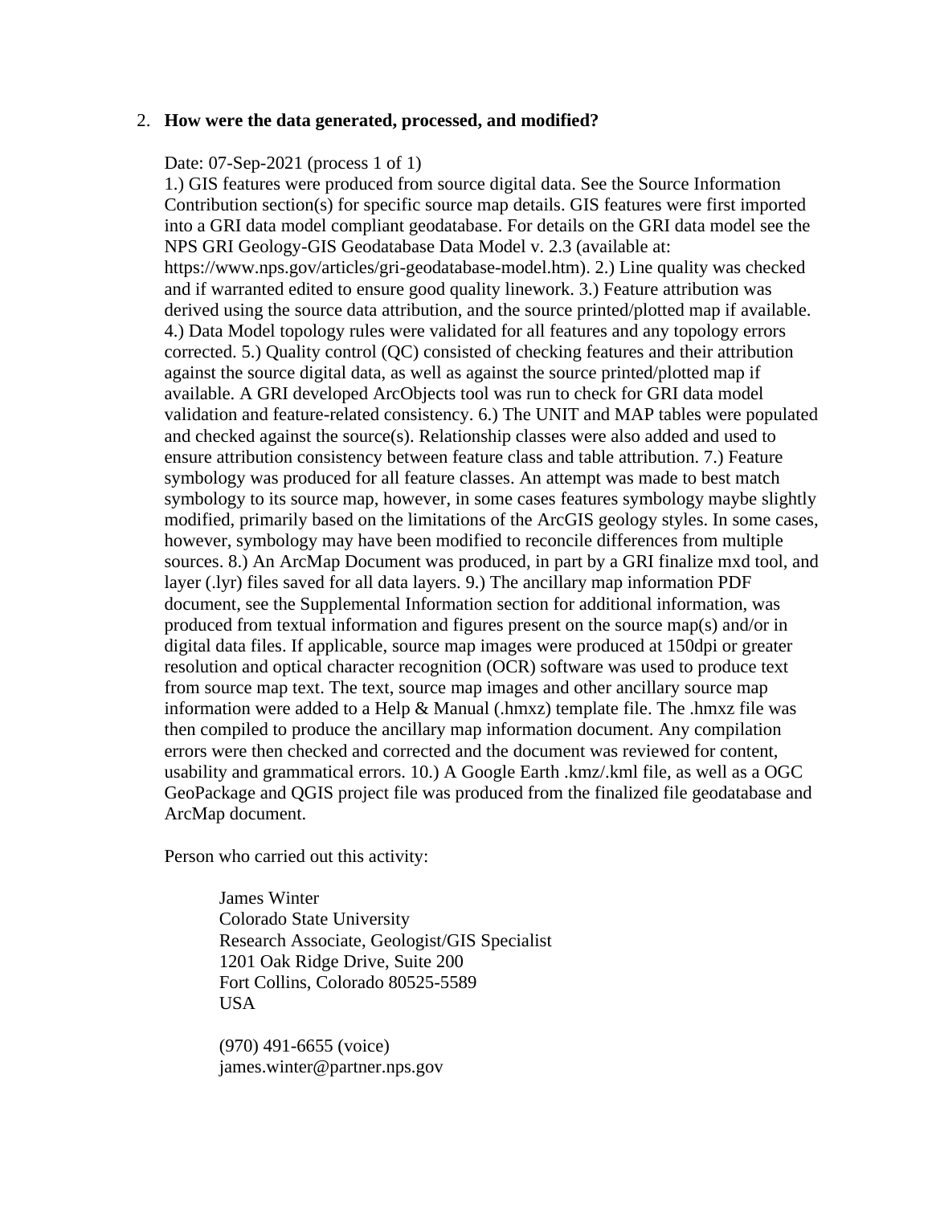2. **How were the data generated, processed, and modified?**

   Date: 07-Sep-2021 (process 1 of 1)
   1.) GIS features were produced from source digital data. See the Source Information Contribution section(s) for specific source map details. GIS features were first imported into a GRI data model compliant geodatabase. For details on the GRI data model see the NPS GRI Geology-GIS Geodatabase Data Model v. 2.3 (available at: https://www.nps.gov/articles/gri-geodatabase-model.htm). 2.) Line quality was checked and if warranted edited to ensure good quality linework. 3.) Feature attribution was derived using the source data attribution, and the source printed/plotted map if available. 4.) Data Model topology rules were validated for all features and any topology errors corrected. 5.) Quality control (QC) consisted of checking features and their attribution against the source digital data, as well as against the source printed/plotted map if available. A GRI developed ArcObjects tool was run to check for GRI data model validation and feature-related consistency. 6.) The UNIT and MAP tables were populated and checked against the source(s). Relationship classes were also added and used to ensure attribution consistency between feature class and table attribution. 7.) Feature symbology was produced for all feature classes. An attempt was made to best match symbology to its source map, however, in some cases features symbology maybe slightly modified, primarily based on the limitations of the ArcGIS geology styles. In some cases, however, symbology may have been modified to reconcile differences from multiple sources. 8.) An ArcMap Document was produced, in part by a GRI finalize mxd tool, and layer (.lyr) files saved for all data layers. 9.) The ancillary map information PDF document, see the Supplemental Information section for additional information, was produced from textual information and figures present on the source map(s) and/or in digital data files. If applicable, source map images were produced at 150dpi or greater resolution and optical character recognition (OCR) software was used to produce text from source map text. The text, source map images and other ancillary source map information were added to a Help & Manual (.hmxz) template file. The .hmxz file was then compiled to produce the ancillary map information document. Any compilation errors were then checked and corrected and the document was reviewed for content, usability and grammatical errors. 10.) A Google Earth .kmz/.kml file, as well as a OGC GeoPackage and QGIS project file was produced from the finalized file geodatabase and ArcMap document.

   Person who carried out this activity:

   > James Winter
   > Colorado State University
   > Research Associate, Geologist/GIS Specialist
   > 1201 Oak Ridge Drive, Suite 200
   > Fort Collins, Colorado 80525-5589
   > USA
   >
   > (970) 491-6655 (voice)
   > james.winter@partner.nps.gov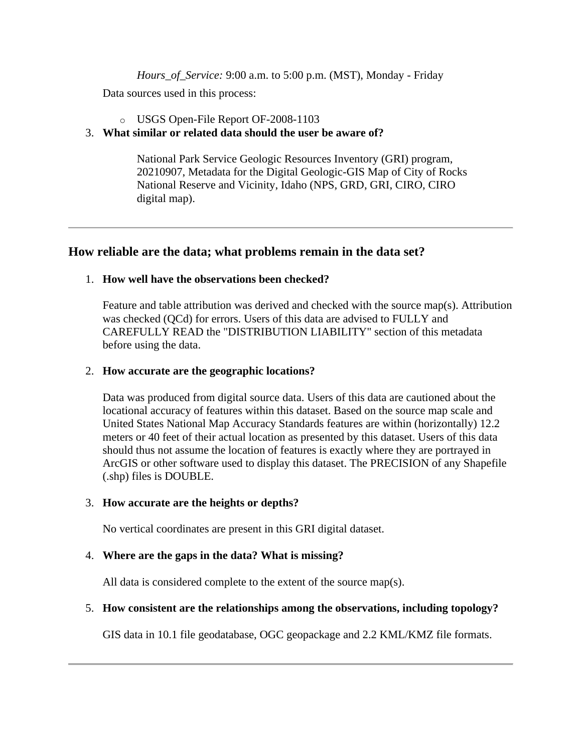*Hours_of_Service:* 9:00 a.m. to 5:00 p.m. (MST), Monday - Friday

Data sources used in this process:

- USGS Open-File Report OF-2008-1103

3. **What similar or related data should the user be aware of?**

   National Park Service Geologic Resources Inventory (GRI) program, 20210907, Metadata for the Digital Geologic-GIS Map of City of Rocks National Reserve and Vicinity, Idaho (NPS, GRD, GRI, CIRO, CIRO digital map).

---

## How reliable are the data; what problems remain in the data set?

1. **How well have the observations been checked?**

   Feature and table attribution was derived and checked with the source map(s). Attribution was checked (QCd) for errors. Users of this data are advised to FULLY and CAREFULLY READ the "DISTRIBUTION LIABILITY" section of this metadata before using the data.

2. **How accurate are the geographic locations?**

   Data was produced from digital source data. Users of this data are cautioned about the locational accuracy of features within this dataset. Based on the source map scale and United States National Map Accuracy Standards features are within (horizontally) 12.2 meters or 40 feet of their actual location as presented by this dataset. Users of this data should thus not assume the location of features is exactly where they are portrayed in ArcGIS or other software used to display this dataset. The PRECISION of any Shapefile (.shp) files is DOUBLE.

3. **How accurate are the heights or depths?**

   No vertical coordinates are present in this GRI digital dataset.

4. **Where are the gaps in the data? What is missing?**

   All data is considered complete to the extent of the source map(s).

5. **How consistent are the relationships among the observations, including topology?**

   GIS data in 10.1 file geodatabase, OGC geopackage and 2.2 KML/KMZ file formats.

---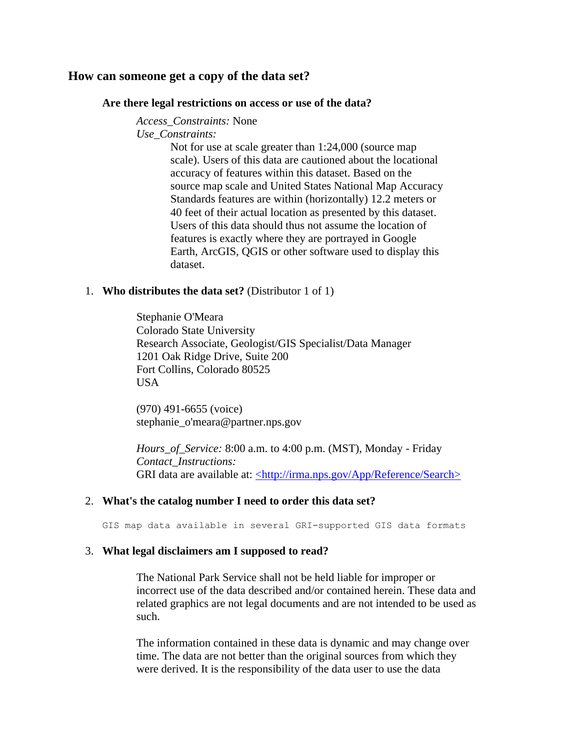## How can someone get a copy of the data set?

### Are there legal restrictions on access or use of the data?

*Access_Constraints:* None
*Use_Constraints:*

Not for use at scale greater than 1:24,000 (source map scale). Users of this data are cautioned about the locational accuracy of features within this dataset. Based on the source map scale and United States National Map Accuracy Standards features are within (horizontally) 12.2 meters or 40 feet of their actual location as presented by this dataset. Users of this data should thus not assume the location of features is exactly where they are portrayed in Google Earth, ArcGIS, QGIS or other software used to display this dataset.

1. **Who distributes the data set?** (Distributor 1 of 1)

   Stephanie O'Meara
   Colorado State University
   Research Associate, Geologist/GIS Specialist/Data Manager
   1201 Oak Ridge Drive, Suite 200
   Fort Collins, Colorado 80525
   USA

   (970) 491-6655 (voice)
   stephanie_o'meara@partner.nps.gov

   *Hours_of_Service:* 8:00 a.m. to 4:00 p.m. (MST), Monday - Friday
   *Contact_Instructions:*
   GRI data are available at: <http://irma.nps.gov/App/Reference/Search>

2. **What's the catalog number I need to order this data set?**

   ```
   GIS map data available in several GRI-supported GIS data formats
   ```

3. **What legal disclaimers am I supposed to read?**

   The National Park Service shall not be held liable for improper or incorrect use of the data described and/or contained herein. These data and related graphics are not legal documents and are not intended to be used as such.

   The information contained in these data is dynamic and may change over time. The data are not better than the original sources from which they were derived. It is the responsibility of the data user to use the data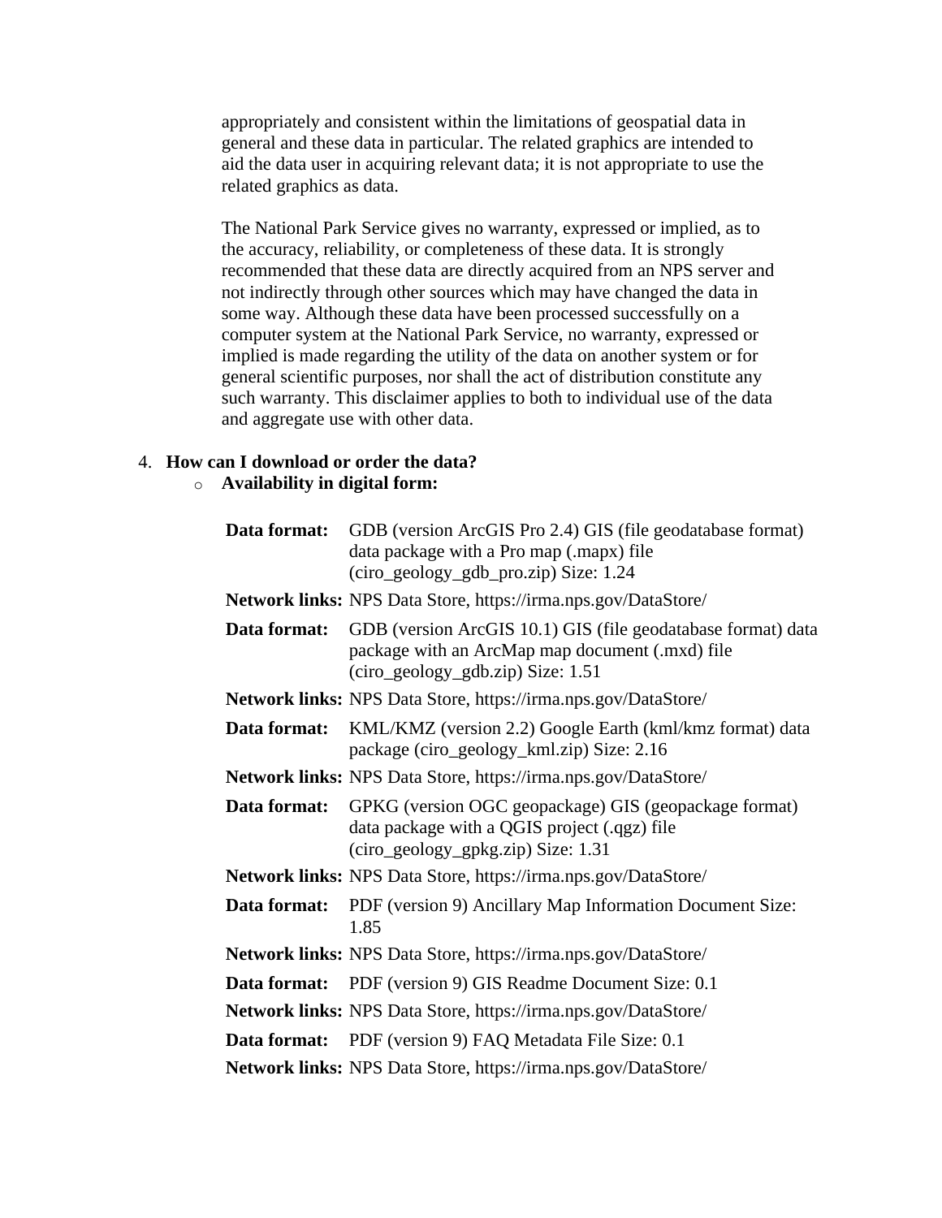appropriately and consistent within the limitations of geospatial data in general and these data in particular. The related graphics are intended to aid the data user in acquiring relevant data; it is not appropriate to use the related graphics as data.

The National Park Service gives no warranty, expressed or implied, as to the accuracy, reliability, or completeness of these data. It is strongly recommended that these data are directly acquired from an NPS server and not indirectly through other sources which may have changed the data in some way. Although these data have been processed successfully on a computer system at the National Park Service, no warranty, expressed or implied is made regarding the utility of the data on another system or for general scientific purposes, nor shall the act of distribution constitute any such warranty. This disclaimer applies to both to individual use of the data and aggregate use with other data.

4. **How can I download or order the data?**
   - **Availability in digital form:**

| | |
|---|---|
| **Data format:** | GDB (version ArcGIS Pro 2.4) GIS (file geodatabase format) data package with a Pro map (.mapx) file (ciro_geology_gdb_pro.zip) Size: 1.24 |
| **Network links:** | NPS Data Store, https://irma.nps.gov/DataStore/ |
| **Data format:** | GDB (version ArcGIS 10.1) GIS (file geodatabase format) data package with an ArcMap map document (.mxd) file (ciro_geology_gdb.zip) Size: 1.51 |
| **Network links:** | NPS Data Store, https://irma.nps.gov/DataStore/ |
| **Data format:** | KML/KMZ (version 2.2) Google Earth (kml/kmz format) data package (ciro_geology_kml.zip) Size: 2.16 |
| **Network links:** | NPS Data Store, https://irma.nps.gov/DataStore/ |
| **Data format:** | GPKG (version OGC geopackage) GIS (geopackage format) data package with a QGIS project (.qgz) file (ciro_geology_gpkg.zip) Size: 1.31 |
| **Network links:** | NPS Data Store, https://irma.nps.gov/DataStore/ |
| **Data format:** | PDF (version 9) Ancillary Map Information Document Size: 1.85 |
| **Network links:** | NPS Data Store, https://irma.nps.gov/DataStore/ |
| **Data format:** | PDF (version 9) GIS Readme Document Size: 0.1 |
| **Network links:** | NPS Data Store, https://irma.nps.gov/DataStore/ |
| **Data format:** | PDF (version 9) FAQ Metadata File Size: 0.1 |
| **Network links:** | NPS Data Store, https://irma.nps.gov/DataStore/ |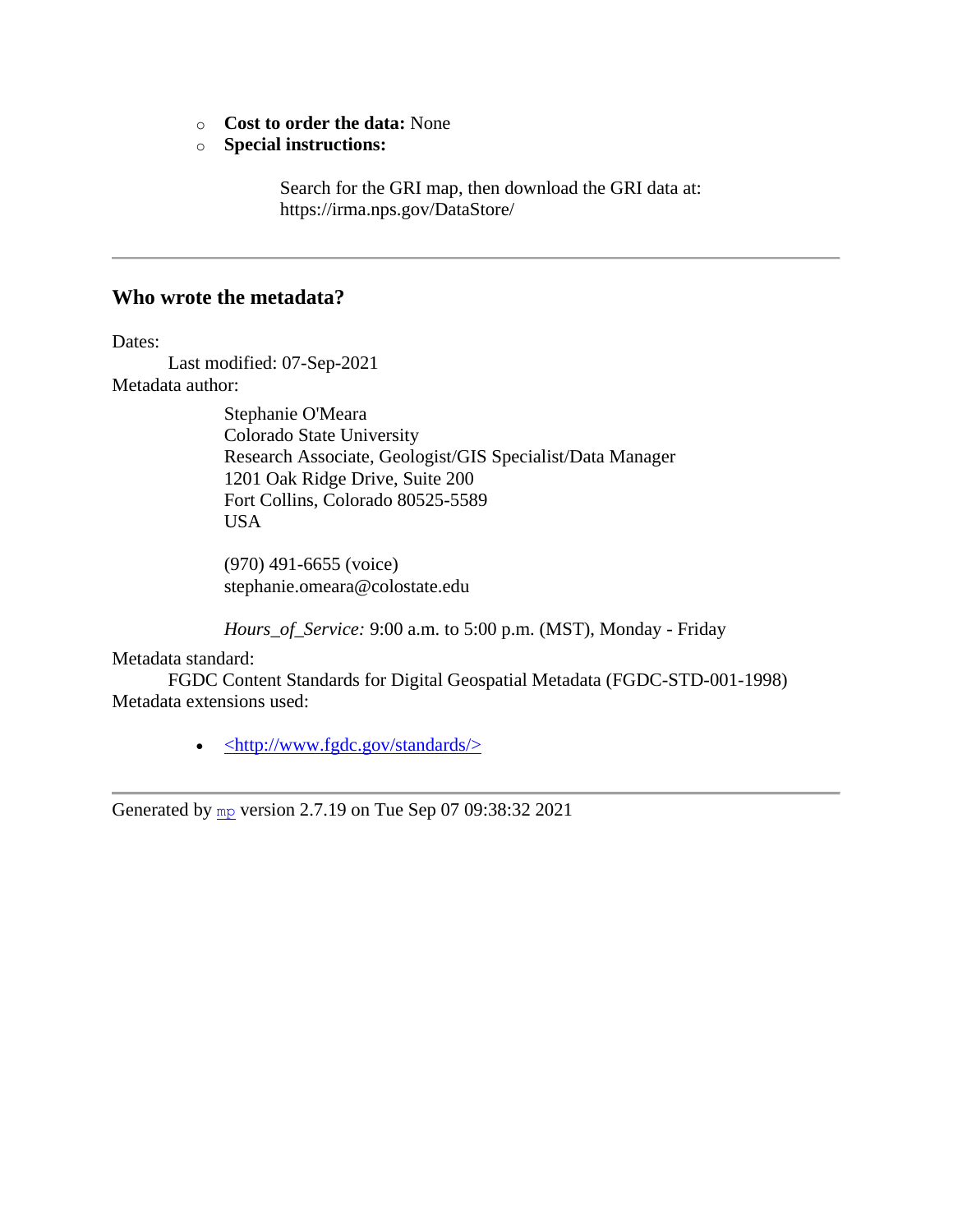- **Cost to order the data:** None
- **Special instructions:**

  Search for the GRI map, then download the GRI data at: https://irma.nps.gov/DataStore/

---

## Who wrote the metadata?

Dates:
Last modified: 07-Sep-2021

Metadata author:

Stephanie O'Meara
Colorado State University
Research Associate, Geologist/GIS Specialist/Data Manager
1201 Oak Ridge Drive, Suite 200
Fort Collins, Colorado 80525-5589
USA

(970) 491-6655 (voice)
stephanie.omeara@colostate.edu

*Hours_of_Service:* 9:00 a.m. to 5:00 p.m. (MST), Monday - Friday

Metadata standard:
FGDC Content Standards for Digital Geospatial Metadata (FGDC-STD-001-1998)

Metadata extensions used:

- <http://www.fgdc.gov/standards/>

---

Generated by mp version 2.7.19 on Tue Sep 07 09:38:32 2021